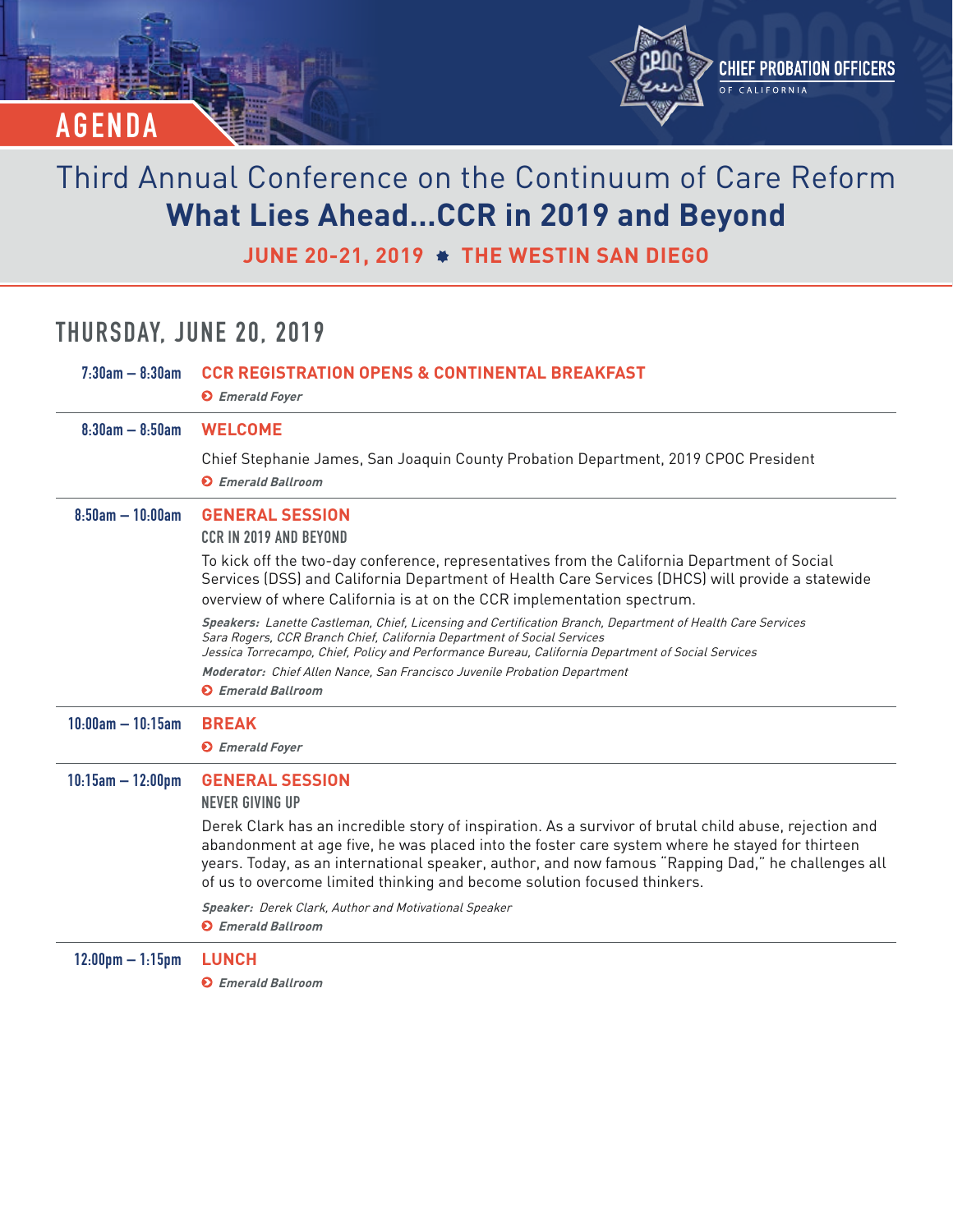# AGENDA

CHIEF PROBATION OFFICERS OF CALIFORNIA

## Third Annual Conference on the Continuum of Care Reform

## What Lies Ahead...CCR in 2019 and Beyond

**JUNE 20-21, 2019 ✸ THE WESTIN SAN DIEGO**

## THURSDAY, JUNE 20, 2019

**7:30am – 8:30am** **CCR REGISTRATION OPENS & CONTINENTAL BREAKFAST**

*Emerald Foyer*

---

**8:30am – 8:50am** **WELCOME**

Chief Stephanie James, San Joaquin County Probation Department, 2019 CPOC President

*Emerald Ballroom*

---

**8:50am – 10:00am** **GENERAL SESSION**

CCR IN 2019 AND BEYOND

To kick off the two-day conference, representatives from the California Department of Social Services (DSS) and California Department of Health Care Services (DHCS) will provide a statewide overview of where California is at on the CCR implementation spectrum.

*Speakers: Lanette Castleman, Chief, Licensing and Certification Branch, Department of Health Care Services*
*Sara Rogers, CCR Branch Chief, California Department of Social Services*
*Jessica Torrecampo, Chief, Policy and Performance Bureau, California Department of Social Services*

*Moderator: Chief Allen Nance, San Francisco Juvenile Probation Department*

*Emerald Ballroom*

---

**10:00am – 10:15am** **BREAK**

*Emerald Foyer*

---

**10:15am – 12:00pm** **GENERAL SESSION**

NEVER GIVING UP

Derek Clark has an incredible story of inspiration. As a survivor of brutal child abuse, rejection and abandonment at age five, he was placed into the foster care system where he stayed for thirteen years. Today, as an international speaker, author, and now famous "Rapping Dad," he challenges all of us to overcome limited thinking and become solution focused thinkers.

*Speaker: Derek Clark, Author and Motivational Speaker*

*Emerald Ballroom*

---

**12:00pm – 1:15pm** **LUNCH**

*Emerald Ballroom*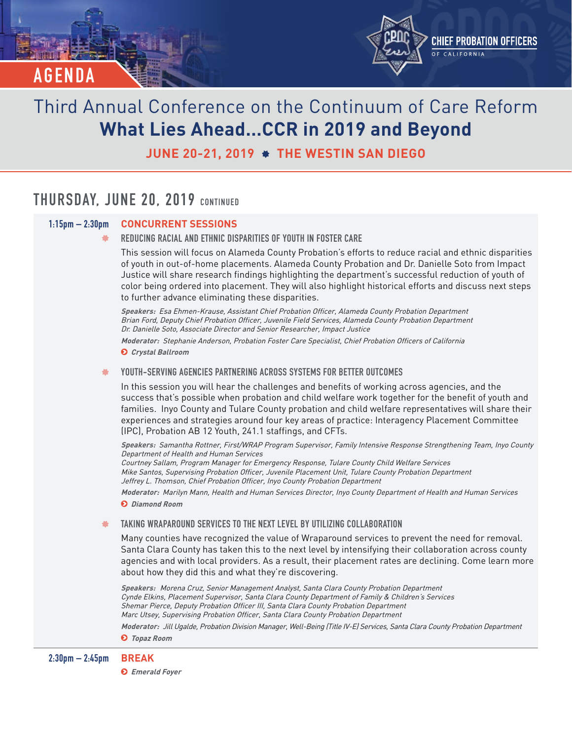AGENDA

CHIEF PROBATION OFFICERS OF CALIFORNIA

# Third Annual Conference on the Continuum of Care Reform
# What Lies Ahead...CCR in 2019 and Beyond

**JUNE 20-21, 2019 ✸ THE WESTIN SAN DIEGO**

## THURSDAY, JUNE 20, 2019 CONTINUED

**1:15pm – 2:30pm** **CONCURRENT SESSIONS**

### REDUCING RACIAL AND ETHNIC DISPARITIES OF YOUTH IN FOSTER CARE

This session will focus on Alameda County Probation's efforts to reduce racial and ethnic disparities of youth in out-of-home placements. Alameda County Probation and Dr. Danielle Soto from Impact Justice will share research findings highlighting the department's successful reduction of youth of color being ordered into placement. They will also highlight historical efforts and discuss next steps to further advance eliminating these disparities.

***Speakers:*** *Esa Ehmen-Krause, Assistant Chief Probation Officer, Alameda County Probation Department*
*Brian Ford, Deputy Chief Probation Officer, Juvenile Field Services, Alameda County Probation Department*
*Dr. Danielle Soto, Associate Director and Senior Researcher, Impact Justice*

***Moderator:*** *Stephanie Anderson, Probation Foster Care Specialist, Chief Probation Officers of California*

***Crystal Ballroom***

### YOUTH-SERVING AGENCIES PARTNERING ACROSS SYSTEMS FOR BETTER OUTCOMES

In this session you will hear the challenges and benefits of working across agencies, and the success that's possible when probation and child welfare work together for the benefit of youth and families. Inyo County and Tulare County probation and child welfare representatives will share their experiences and strategies around four key areas of practice: Interagency Placement Committee (IPC), Probation AB 12 Youth, 241.1 staffings, and CFTs.

***Speakers:*** *Samantha Rottner, First/WRAP Program Supervisor, Family Intensive Response Strengthening Team, Inyo County Department of Health and Human Services*
*Courtney Sallam, Program Manager for Emergency Response, Tulare County Child Welfare Services*
*Mike Santos, Supervising Probation Officer, Juvenile Placement Unit, Tulare County Probation Department*
*Jeffrey L. Thomson, Chief Probation Officer, Inyo County Probation Department*

***Moderator:*** *Marilyn Mann, Health and Human Services Director, Inyo County Department of Health and Human Services*

***Diamond Room***

### TAKING WRAPAROUND SERVICES TO THE NEXT LEVEL BY UTILIZING COLLABORATION

Many counties have recognized the value of Wraparound services to prevent the need for removal. Santa Clara County has taken this to the next level by intensifying their collaboration across county agencies and with local providers. As a result, their placement rates are declining. Come learn more about how they did this and what they're discovering.

***Speakers:*** *Morena Cruz, Senior Management Analyst, Santa Clara County Probation Department*
*Cynde Elkins, Placement Supervisor, Santa Clara County Department of Family & Children's Services*
*Shemar Pierce, Deputy Probation Officer III, Santa Clara County Probation Department*
*Marc Utsey, Supervising Probation Officer, Santa Clara County Probation Department*

***Moderator:*** *Jill Ugalde, Probation Division Manager, Well-Being (Title IV-E) Services, Santa Clara County Probation Department*

***Topaz Room***

**2:30pm – 2:45pm** **BREAK**

***Emerald Foyer***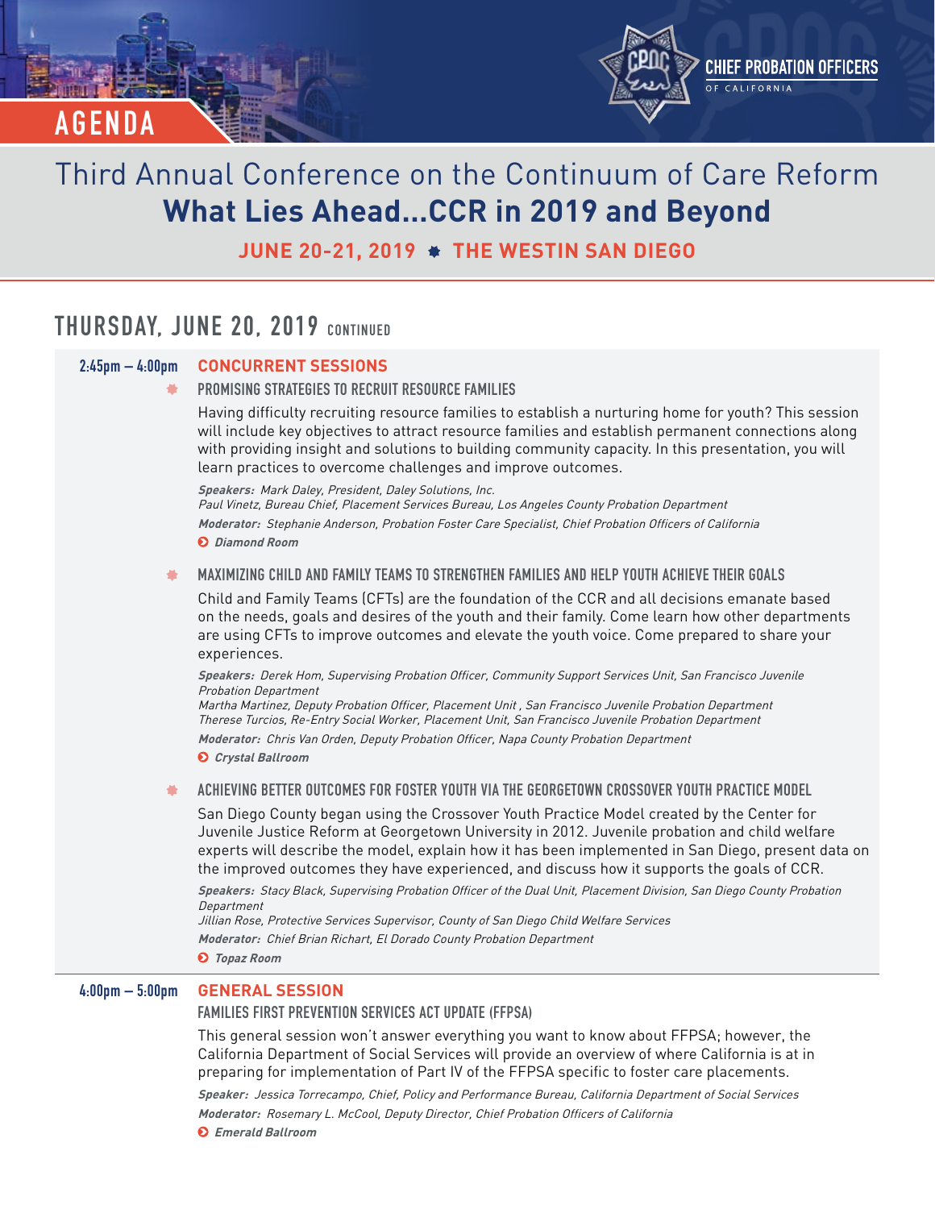# AGENDA

CHIEF PROBATION OFFICERS OF CALIFORNIA

## Third Annual Conference on the Continuum of Care Reform
## What Lies Ahead...CCR in 2019 and Beyond

**JUNE 20-21, 2019 ✸ THE WESTIN SAN DIEGO**

## THURSDAY, JUNE 20, 2019 CONTINUED

### 2:45pm – 4:00pm CONCURRENT SESSIONS

#### PROMISING STRATEGIES TO RECRUIT RESOURCE FAMILIES

Having difficulty recruiting resource families to establish a nurturing home for youth? This session will include key objectives to attract resource families and establish permanent connections along with providing insight and solutions to building community capacity. In this presentation, you will learn practices to overcome challenges and improve outcomes.

***Speakers:*** *Mark Daley, President, Daley Solutions, Inc.*
*Paul Vinetz, Bureau Chief, Placement Services Bureau, Los Angeles County Probation Department*

***Moderator:*** *Stephanie Anderson, Probation Foster Care Specialist, Chief Probation Officers of California*

***Diamond Room***

#### MAXIMIZING CHILD AND FAMILY TEAMS TO STRENGTHEN FAMILIES AND HELP YOUTH ACHIEVE THEIR GOALS

Child and Family Teams (CFTs) are the foundation of the CCR and all decisions emanate based on the needs, goals and desires of the youth and their family. Come learn how other departments are using CFTs to improve outcomes and elevate the youth voice. Come prepared to share your experiences.

***Speakers:*** *Derek Hom, Supervising Probation Officer, Community Support Services Unit, San Francisco Juvenile Probation Department*
*Martha Martinez, Deputy Probation Officer, Placement Unit , San Francisco Juvenile Probation Department*
*Therese Turcios, Re-Entry Social Worker, Placement Unit, San Francisco Juvenile Probation Department*

***Moderator:*** *Chris Van Orden, Deputy Probation Officer, Napa County Probation Department*

***Crystal Ballroom***

#### ACHIEVING BETTER OUTCOMES FOR FOSTER YOUTH VIA THE GEORGETOWN CROSSOVER YOUTH PRACTICE MODEL

San Diego County began using the Crossover Youth Practice Model created by the Center for Juvenile Justice Reform at Georgetown University in 2012. Juvenile probation and child welfare experts will describe the model, explain how it has been implemented in San Diego, present data on the improved outcomes they have experienced, and discuss how it supports the goals of CCR.

***Speakers:*** *Stacy Black, Supervising Probation Officer of the Dual Unit, Placement Division, San Diego County Probation Department*
*Jillian Rose, Protective Services Supervisor, County of San Diego Child Welfare Services*

***Moderator:*** *Chief Brian Richart, El Dorado County Probation Department*

***Topaz Room***

### 4:00pm – 5:00pm GENERAL SESSION

#### FAMILIES FIRST PREVENTION SERVICES ACT UPDATE (FFPSA)

This general session won't answer everything you want to know about FFPSA; however, the California Department of Social Services will provide an overview of where California is at in preparing for implementation of Part IV of the FFPSA specific to foster care placements.

***Speaker:*** *Jessica Torrecampo, Chief, Policy and Performance Bureau, California Department of Social Services*

***Moderator:*** *Rosemary L. McCool, Deputy Director, Chief Probation Officers of California*

***Emerald Ballroom***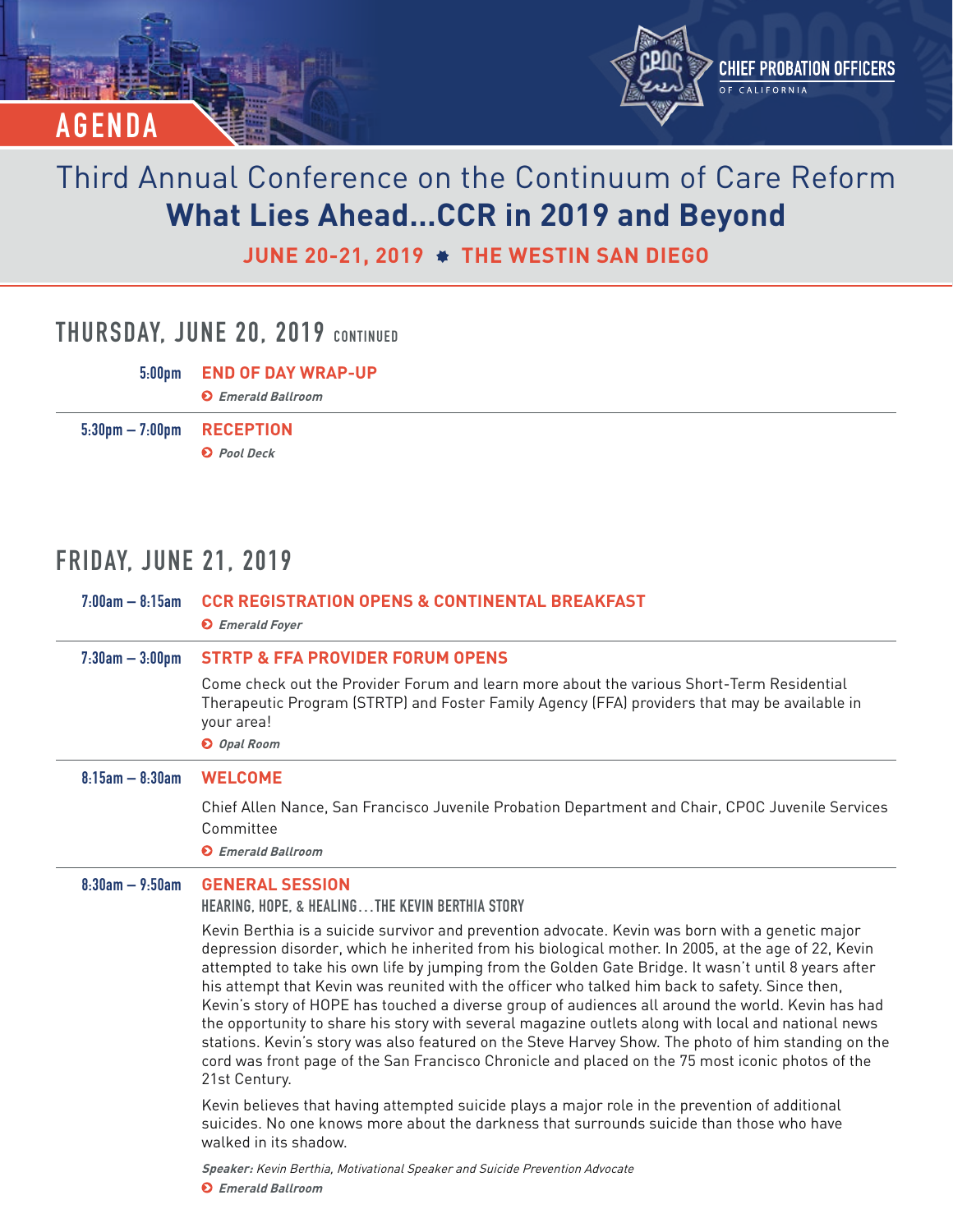AGENDA

CHIEF PROBATION OFFICERS OF CALIFORNIA

# Third Annual Conference on the Continuum of Care Reform
# **What Lies Ahead...CCR in 2019 and Beyond**

**JUNE 20-21, 2019 ✸ THE WESTIN SAN DIEGO**

## THURSDAY, JUNE 20, 2019 CONTINUED

**5:00pm** **END OF DAY WRAP-UP**

*Emerald Ballroom*

---

**5:30pm – 7:00pm** **RECEPTION**

*Pool Deck*

## FRIDAY, JUNE 21, 2019

**7:00am – 8:15am** **CCR REGISTRATION OPENS & CONTINENTAL BREAKFAST**

*Emerald Foyer*

---

**7:30am – 3:00pm** **STRTP & FFA PROVIDER FORUM OPENS**

Come check out the Provider Forum and learn more about the various Short-Term Residential Therapeutic Program (STRTP) and Foster Family Agency (FFA) providers that may be available in your area!

*Opal Room*

---

**8:15am – 8:30am** **WELCOME**

Chief Allen Nance, San Francisco Juvenile Probation Department and Chair, CPOC Juvenile Services Committee

*Emerald Ballroom*

---

**8:30am – 9:50am** **GENERAL SESSION**

**HEARING, HOPE, & HEALING…THE KEVIN BERTHIA STORY**

Kevin Berthia is a suicide survivor and prevention advocate. Kevin was born with a genetic major depression disorder, which he inherited from his biological mother. In 2005, at the age of 22, Kevin attempted to take his own life by jumping from the Golden Gate Bridge. It wasn't until 8 years after his attempt that Kevin was reunited with the officer who talked him back to safety. Since then, Kevin's story of HOPE has touched a diverse group of audiences all around the world. Kevin has had the opportunity to share his story with several magazine outlets along with local and national news stations. Kevin's story was also featured on the Steve Harvey Show. The photo of him standing on the cord was front page of the San Francisco Chronicle and placed on the 75 most iconic photos of the 21st Century.

Kevin believes that having attempted suicide plays a major role in the prevention of additional suicides. No one knows more about the darkness that surrounds suicide than those who have walked in its shadow.

***Speaker:*** *Kevin Berthia, Motivational Speaker and Suicide Prevention Advocate*

*Emerald Ballroom*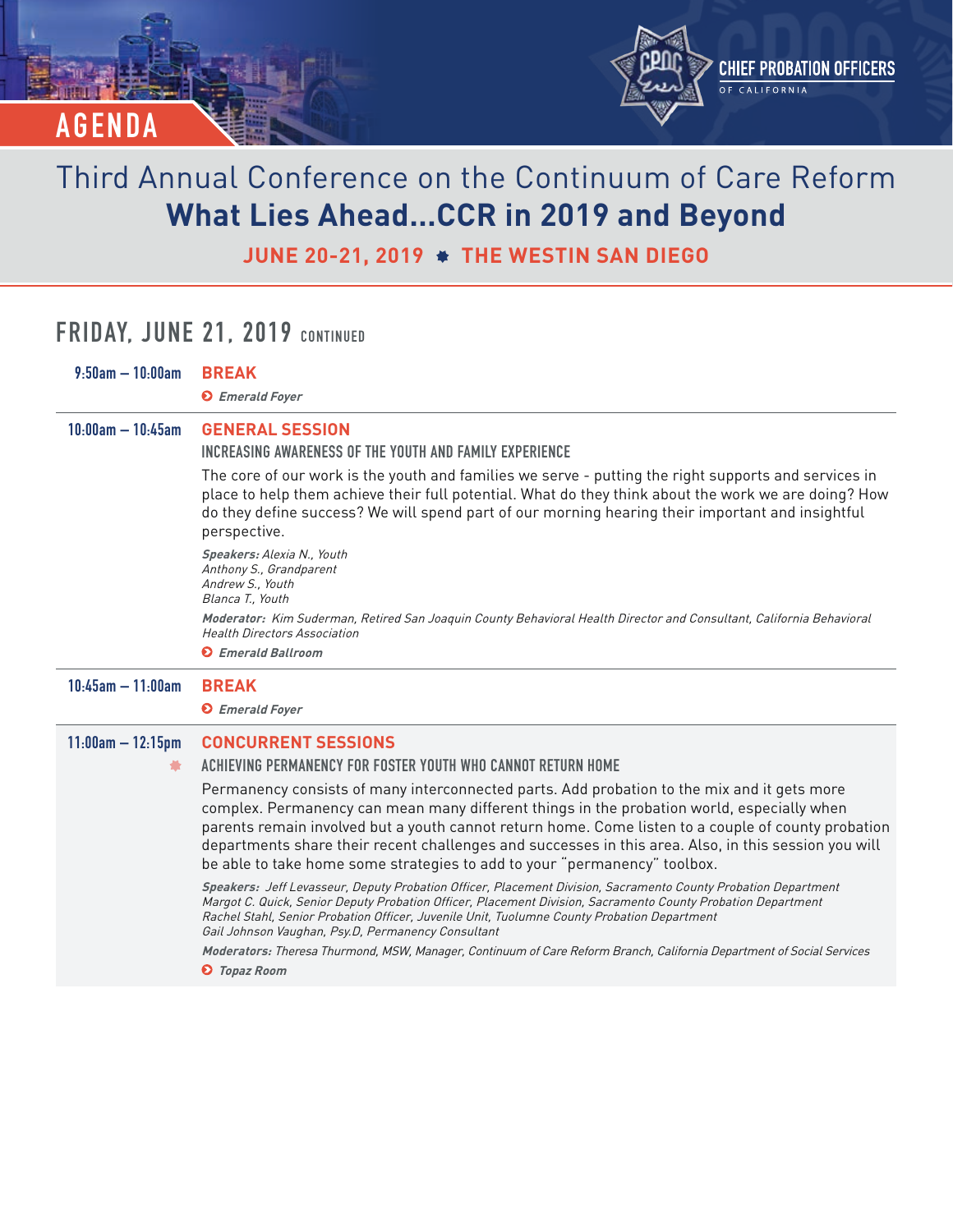# AGENDA

CHIEF PROBATION OFFICERS OF CALIFORNIA

## Third Annual Conference on the Continuum of Care Reform
## What Lies Ahead...CCR in 2019 and Beyond

**JUNE 20-21, 2019 ✸ THE WESTIN SAN DIEGO**

## FRIDAY, JUNE 21, 2019 CONTINUED

**9:50am – 10:00am**

**BREAK**

*Emerald Foyer*

---

**10:00am – 10:45am**

**GENERAL SESSION**

### INCREASING AWARENESS OF THE YOUTH AND FAMILY EXPERIENCE

The core of our work is the youth and families we serve - putting the right supports and services in place to help them achieve their full potential. What do they think about the work we are doing? How do they define success? We will spend part of our morning hearing their important and insightful perspective.

***Speakers:*** *Alexia N., Youth*
*Anthony S., Grandparent*
*Andrew S., Youth*
*Blanca T., Youth*

***Moderator:*** *Kim Suderman, Retired San Joaquin County Behavioral Health Director and Consultant, California Behavioral Health Directors Association*

*Emerald Ballroom*

---

**10:45am – 11:00am**

**BREAK**

*Emerald Foyer*

---

**11:00am – 12:15pm**

**CONCURRENT SESSIONS**

### ACHIEVING PERMANENCY FOR FOSTER YOUTH WHO CANNOT RETURN HOME

Permanency consists of many interconnected parts. Add probation to the mix and it gets more complex. Permanency can mean many different things in the probation world, especially when parents remain involved but a youth cannot return home. Come listen to a couple of county probation departments share their recent challenges and successes in this area. Also, in this session you will be able to take home some strategies to add to your "permanency" toolbox.

***Speakers:*** *Jeff Levasseur, Deputy Probation Officer, Placement Division, Sacramento County Probation Department*
*Margot C. Quick, Senior Deputy Probation Officer, Placement Division, Sacramento County Probation Department*
*Rachel Stahl, Senior Probation Officer, Juvenile Unit, Tuolumne County Probation Department*
*Gail Johnson Vaughan, Psy.D, Permanency Consultant*

***Moderators:*** *Theresa Thurmond, MSW, Manager, Continuum of Care Reform Branch, California Department of Social Services*

*Topaz Room*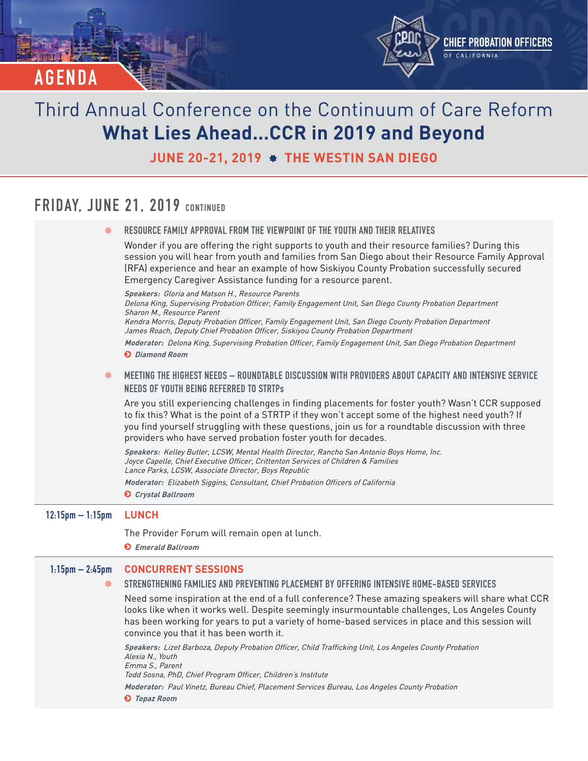AGENDA

CHIEF PROBATION OFFICERS OF CALIFORNIA

# Third Annual Conference on the Continuum of Care Reform
# What Lies Ahead...CCR in 2019 and Beyond

**JUNE 20-21, 2019 ✸ THE WESTIN SAN DIEGO**

## FRIDAY, JUNE 21, 2019 CONTINUED

### RESOURCE FAMILY APPROVAL FROM THE VIEWPOINT OF THE YOUTH AND THEIR RELATIVES

Wonder if you are offering the right supports to youth and their resource families? During this session you will hear from youth and families from San Diego about their Resource Family Approval (RFA) experience and hear an example of how Siskiyou County Probation successfully secured Emergency Caregiver Assistance funding for a resource parent.

***Speakers:*** *Gloria and Matson H., Resource Parents*
*Delona King, Supervising Probation Officer, Family Engagement Unit, San Diego County Probation Department*
*Sharon M., Resource Parent*
*Kendra Morris, Deputy Probation Officer, Family Engagement Unit, San Diego County Probation Department*
*James Roach, Deputy Chief Probation Officer, Siskiyou County Probation Department*

***Moderator:*** *Delona King, Supervising Probation Officer, Family Engagement Unit, San Diego Probation Department*

***Diamond Room***

### MEETING THE HIGHEST NEEDS – ROUNDTABLE DISCUSSION WITH PROVIDERS ABOUT CAPACITY AND INTENSIVE SERVICE NEEDS OF YOUTH BEING REFERRED TO STRTPs

Are you still experiencing challenges in finding placements for foster youth? Wasn't CCR supposed to fix this? What is the point of a STRTP if they won't accept some of the highest need youth? If you find yourself struggling with these questions, join us for a roundtable discussion with three providers who have served probation foster youth for decades.

***Speakers:*** *Kelley Butler, LCSW, Mental Health Director, Rancho San Antonio Boys Home, Inc.*
*Joyce Capelle, Chief Executive Officer, Crittenton Services of Children & Families*
*Lance Parks, LCSW, Associate Director, Boys Republic*

***Moderator:*** *Elizabeth Siggins, Consultant, Chief Probation Officers of California*

***Crystal Ballroom***

---

**12:15pm – 1:15pm** **LUNCH**

The Provider Forum will remain open at lunch.

***Emerald Ballroom***

---

**1:15pm – 2:45pm** **CONCURRENT SESSIONS**

### STRENGTHENING FAMILIES AND PREVENTING PLACEMENT BY OFFERING INTENSIVE HOME-BASED SERVICES

Need some inspiration at the end of a full conference? These amazing speakers will share what CCR looks like when it works well. Despite seemingly insurmountable challenges, Los Angeles County has been working for years to put a variety of home-based services in place and this session will convince you that it has been worth it.

***Speakers:*** *Lizet Barboza, Deputy Probation Officer, Child Trafficking Unit, Los Angeles County Probation*
*Alexia N., Youth*
*Emma S., Parent*
*Todd Sosna, PhD, Chief Program Officer, Children's Institute*

***Moderator:*** *Paul Vinetz, Bureau Chief, Placement Services Bureau, Los Angeles County Probation*

***Topaz Room***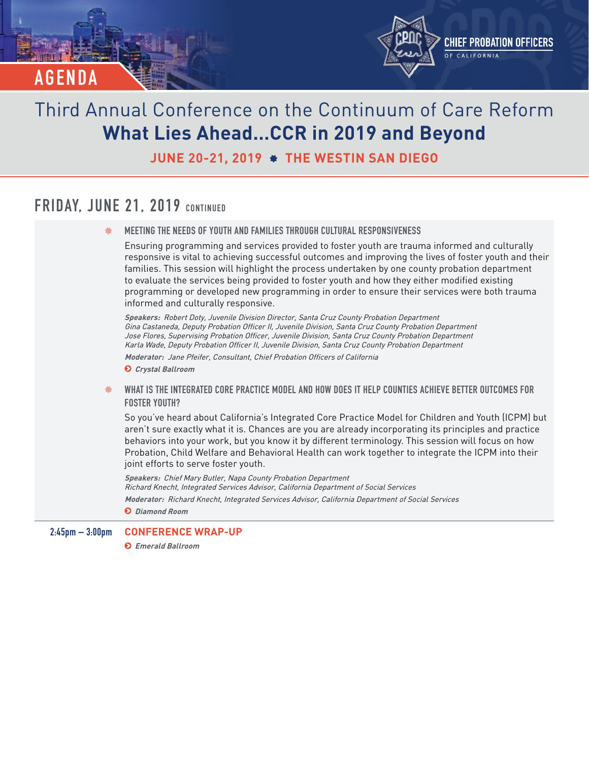AGENDA

CHIEF PROBATION OFFICERS OF CALIFORNIA

# Third Annual Conference on the Continuum of Care Reform
# What Lies Ahead...CCR in 2019 and Beyond

**JUNE 20-21, 2019 • THE WESTIN SAN DIEGO**

## FRIDAY, JUNE 21, 2019 CONTINUED

### MEETING THE NEEDS OF YOUTH AND FAMILIES THROUGH CULTURAL RESPONSIVENESS

Ensuring programming and services provided to foster youth are trauma informed and culturally responsive is vital to achieving successful outcomes and improving the lives of foster youth and their families. This session will highlight the process undertaken by one county probation department to evaluate the services being provided to foster youth and how they either modified existing programming or developed new programming in order to ensure their services were both trauma informed and culturally responsive.

***Speakers:*** *Robert Doty, Juvenile Division Director, Santa Cruz County Probation Department*
*Gina Castaneda, Deputy Probation Officer II, Juvenile Division, Santa Cruz County Probation Department*
*Jose Flores, Supervising Probation Officer, Juvenile Division, Santa Cruz County Probation Department*
*Karla Wade, Deputy Probation Officer II, Juvenile Division, Santa Cruz County Probation Department*

***Moderator:*** *Jane Pfeifer, Consultant, Chief Probation Officers of California*

***Crystal Ballroom***

### WHAT IS THE INTEGRATED CORE PRACTICE MODEL AND HOW DOES IT HELP COUNTIES ACHIEVE BETTER OUTCOMES FOR FOSTER YOUTH?

So you've heard about California's Integrated Core Practice Model for Children and Youth (ICPM) but aren't sure exactly what it is. Chances are you are already incorporating its principles and practice behaviors into your work, but you know it by different terminology. This session will focus on how Probation, Child Welfare and Behavioral Health can work together to integrate the ICPM into their joint efforts to serve foster youth.

***Speakers:*** *Chief Mary Butler, Napa County Probation Department*
*Richard Knecht, Integrated Services Advisor, California Department of Social Services*

***Moderator:*** *Richard Knecht, Integrated Services Advisor, California Department of Social Services*

***Diamond Room***

**2:45pm – 3:00pm** **CONFERENCE WRAP-UP**

***Emerald Ballroom***